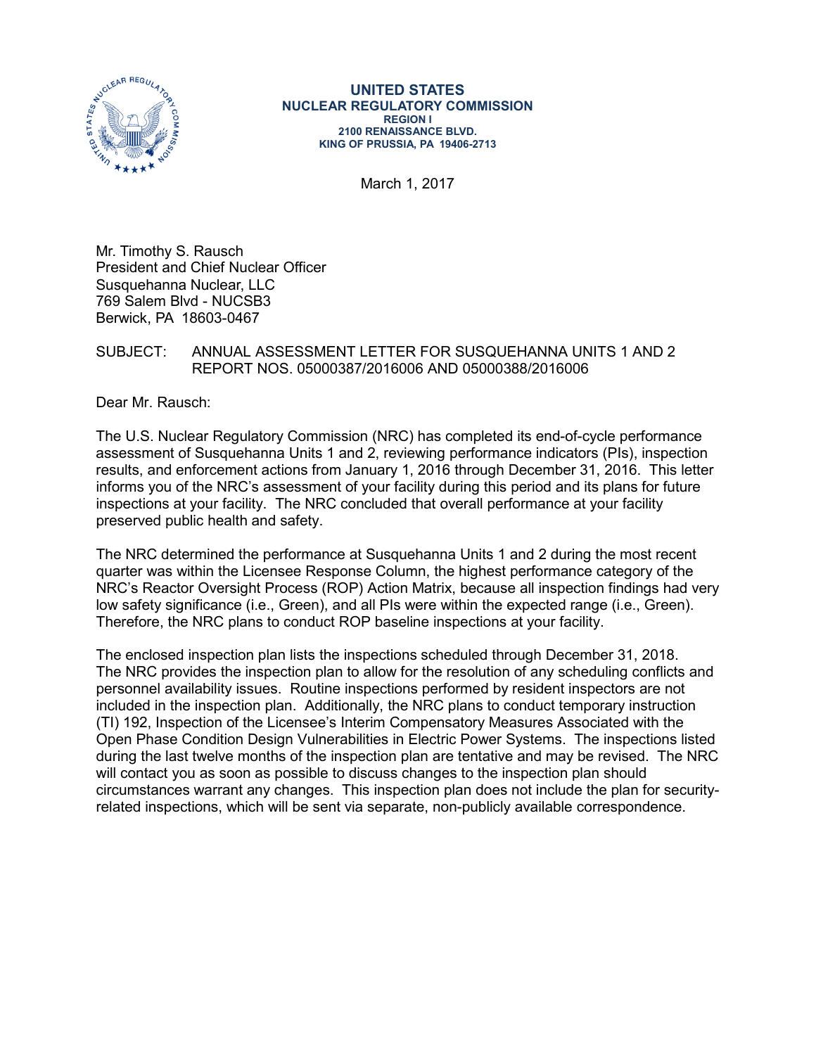**UNITED STATES**
**NUCLEAR REGULATORY COMMISSION**
**REGION I**
**2100 RENAISSANCE BLVD.**
**KING OF PRUSSIA, PA 19406-2713**

March 1, 2017

Mr. Timothy S. Rausch
President and Chief Nuclear Officer
Susquehanna Nuclear, LLC
769 Salem Blvd - NUCSB3
Berwick, PA 18603-0467

SUBJECT: ANNUAL ASSESSMENT LETTER FOR SUSQUEHANNA UNITS 1 AND 2 REPORT NOS. 05000387/2016006 AND 05000388/2016006

Dear Mr. Rausch:

The U.S. Nuclear Regulatory Commission (NRC) has completed its end-of-cycle performance assessment of Susquehanna Units 1 and 2, reviewing performance indicators (PIs), inspection results, and enforcement actions from January 1, 2016 through December 31, 2016. This letter informs you of the NRC's assessment of your facility during this period and its plans for future inspections at your facility. The NRC concluded that overall performance at your facility preserved public health and safety.

The NRC determined the performance at Susquehanna Units 1 and 2 during the most recent quarter was within the Licensee Response Column, the highest performance category of the NRC's Reactor Oversight Process (ROP) Action Matrix, because all inspection findings had very low safety significance (i.e., Green), and all PIs were within the expected range (i.e., Green). Therefore, the NRC plans to conduct ROP baseline inspections at your facility.

The enclosed inspection plan lists the inspections scheduled through December 31, 2018. The NRC provides the inspection plan to allow for the resolution of any scheduling conflicts and personnel availability issues. Routine inspections performed by resident inspectors are not included in the inspection plan. Additionally, the NRC plans to conduct temporary instruction (TI) 192, Inspection of the Licensee's Interim Compensatory Measures Associated with the Open Phase Condition Design Vulnerabilities in Electric Power Systems. The inspections listed during the last twelve months of the inspection plan are tentative and may be revised. The NRC will contact you as soon as possible to discuss changes to the inspection plan should circumstances warrant any changes. This inspection plan does not include the plan for security-related inspections, which will be sent via separate, non-publicly available correspondence.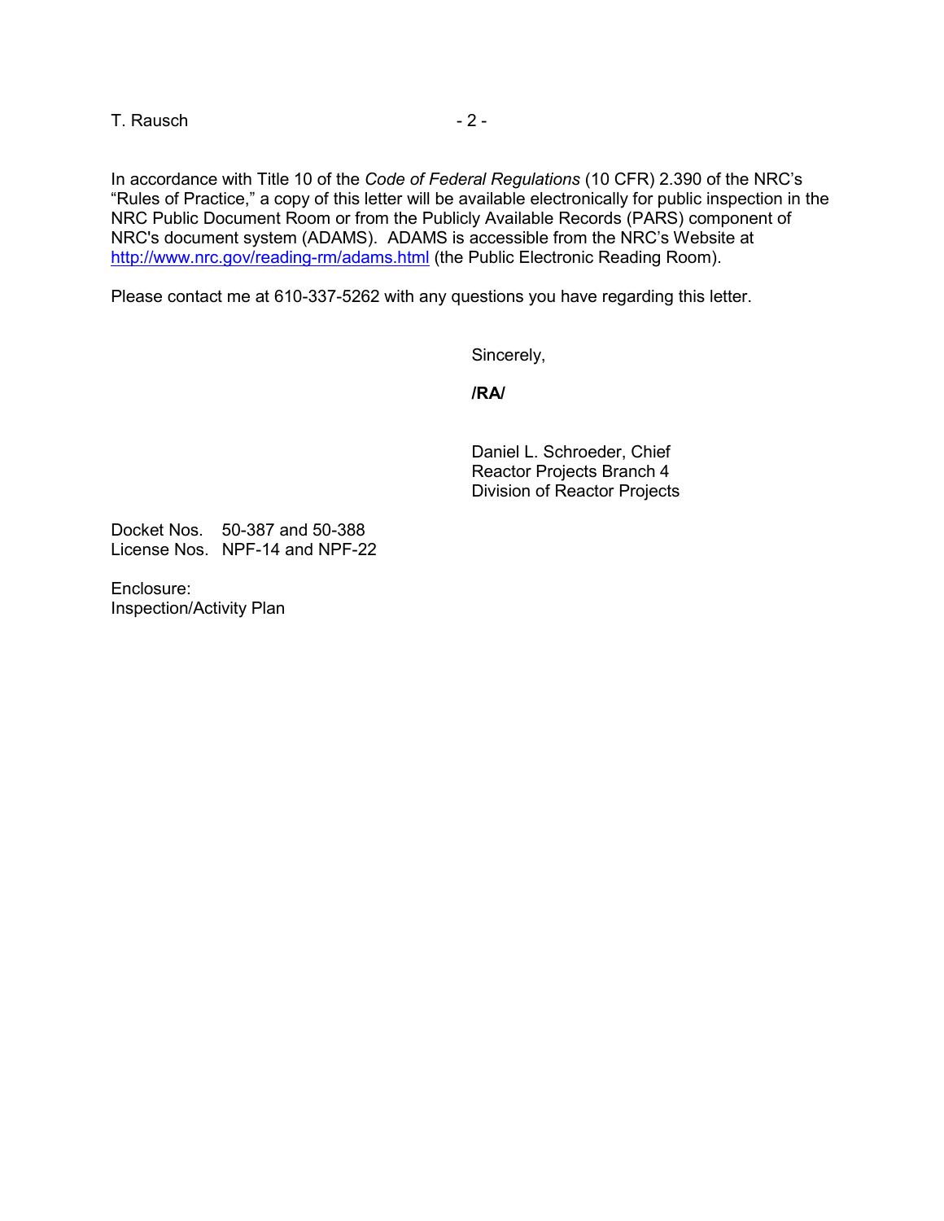In accordance with Title 10 of the *Code of Federal Regulations* (10 CFR) 2.390 of the NRC's "Rules of Practice," a copy of this letter will be available electronically for public inspection in the NRC Public Document Room or from the Publicly Available Records (PARS) component of NRC's document system (ADAMS). ADAMS is accessible from the NRC's Website at http://www.nrc.gov/reading-rm/adams.html (the Public Electronic Reading Room).

Please contact me at 610-337-5262 with any questions you have regarding this letter.

Sincerely,

**/RA/**

Daniel L. Schroeder, Chief
Reactor Projects Branch 4
Division of Reactor Projects

Docket Nos. 50-387 and 50-388
License Nos. NPF-14 and NPF-22

Enclosure:
Inspection/Activity Plan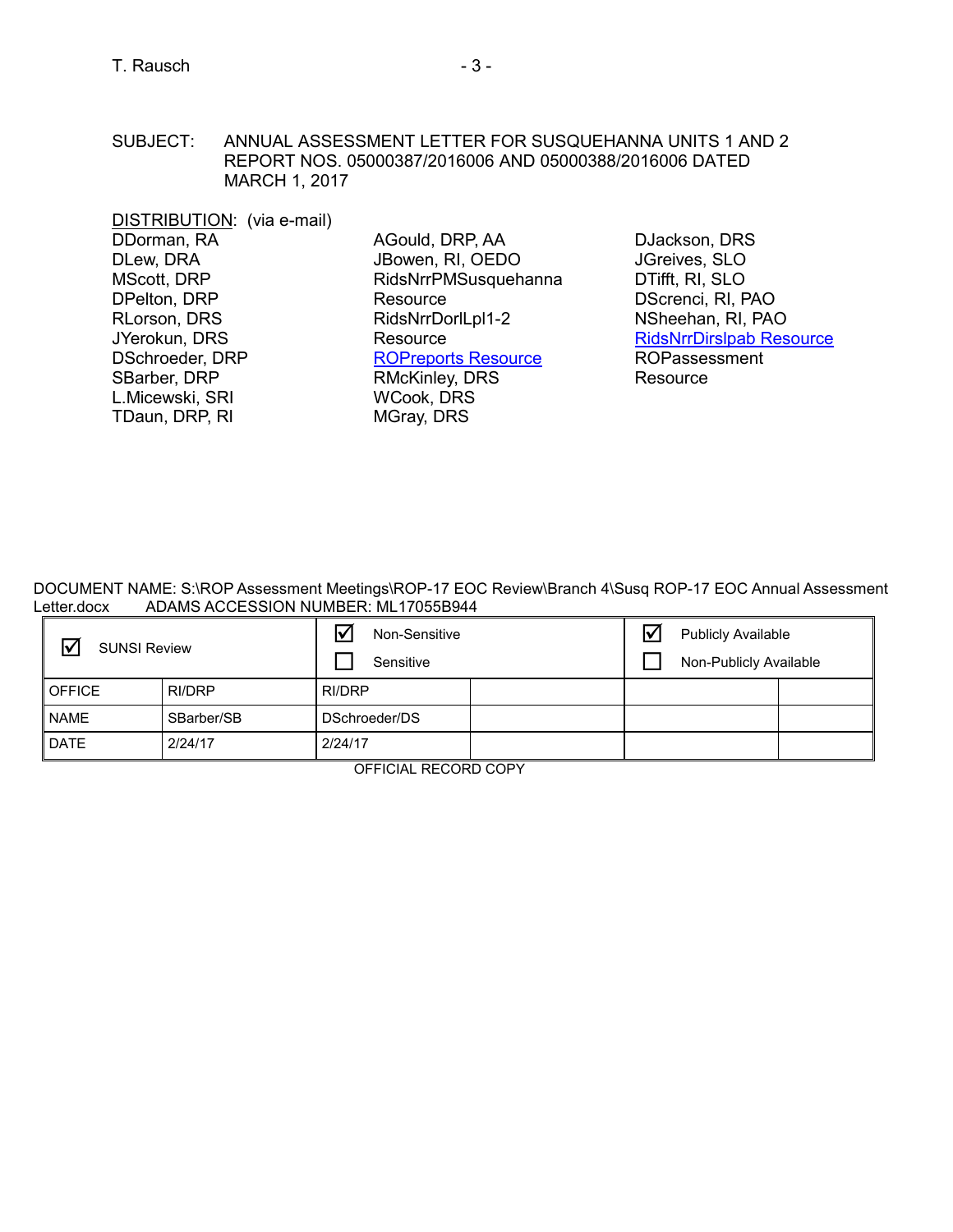SUBJECT: ANNUAL ASSESSMENT LETTER FOR SUSQUEHANNA UNITS 1 AND 2 REPORT NOS. 05000387/2016006 AND 05000388/2016006 DATED MARCH 1, 2017

DISTRIBUTION: (via e-mail)

DDorman, RA
DLew, DRA
MScott, DRP
DPelton, DRP
RLorson, DRS
JYerokun, DRS
DSchroeder, DRP
SBarber, DRP
L.Micewski, SRI
TDaun, DRP, RI
AGould, DRP, AA
JBowen, RI, OEDO
RidsNrrPMSusquehanna Resource
RidsNrrDorlLpl1-2 Resource
ROPreports Resource
RMcKinley, DRS
WCook, DRS
MGray, DRS
DJackson, DRS
JGreives, SLO
DTifft, RI, SLO
DScrenci, RI, PAO
NSheehan, RI, PAO
RidsNrrDirslpab Resource
ROPassessment Resource

DOCUMENT NAME: S:\ROP Assessment Meetings\ROP-17 EOC Review\Branch 4\Susq ROP-17 EOC Annual Assessment Letter.docx ADAMS ACCESSION NUMBER: ML17055B944

| ☑ SUNSI Review | | ☑ Non-Sensitive<br>☐ Sensitive | | ☑ Publicly Available<br>☐ Non-Publicly Available | |
|---|---|---|---|---|---|
| OFFICE | RI/DRP | RI/DRP | | | |
| NAME | SBarber/SB | DSchroeder/DS | | | |
| DATE | 2/24/17 | 2/24/17 | | | |

OFFICIAL RECORD COPY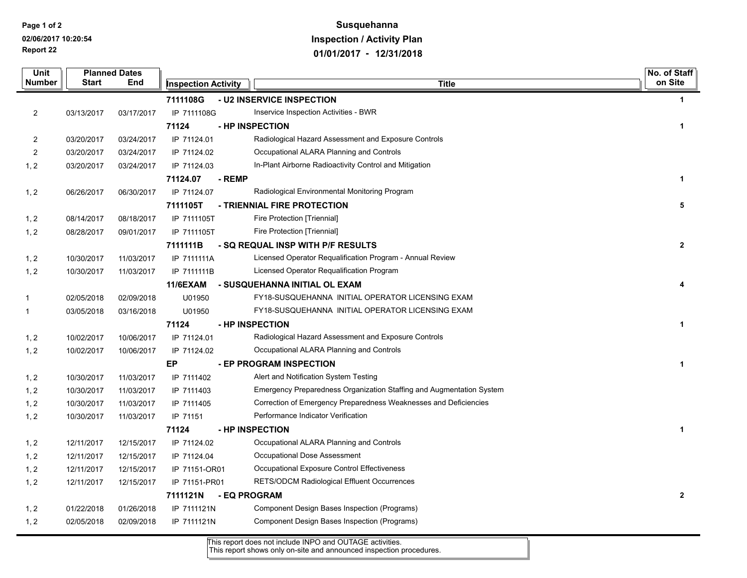# Susquehanna
## Inspection / Activity Plan
## 01/01/2017 - 12/31/2018

| Unit Number | Planned Dates Start | Planned Dates End | Inspection Activity | Title | No. of Staff on Site |
|---|---|---|---|---|---|
| | | | **7111108G** | **- U2 INSERVICE INSPECTION** | **1** |
| 2 | 03/13/2017 | 03/17/2017 | IP 7111108G | Inservice Inspection Activities - BWR | |
| | | | **71124** | **- HP INSPECTION** | **1** |
| 2 | 03/20/2017 | 03/24/2017 | IP 71124.01 | Radiological Hazard Assessment and Exposure Controls | |
| 2 | 03/20/2017 | 03/24/2017 | IP 71124.02 | Occupational ALARA Planning and Controls | |
| 1, 2 | 03/20/2017 | 03/24/2017 | IP 71124.03 | In-Plant Airborne Radioactivity Control and Mitigation | |
| | | | **71124.07** | **- REMP** | **1** |
| 1, 2 | 06/26/2017 | 06/30/2017 | IP 71124.07 | Radiological Environmental Monitoring Program | |
| | | | **7111105T** | **- TRIENNIAL FIRE PROTECTION** | **5** |
| 1, 2 | 08/14/2017 | 08/18/2017 | IP 7111105T | Fire Protection [Triennial] | |
| 1, 2 | 08/28/2017 | 09/01/2017 | IP 7111105T | Fire Protection [Triennial] | |
| | | | **7111111B** | **- SQ REQUAL INSP WITH P/F RESULTS** | **2** |
| 1, 2 | 10/30/2017 | 11/03/2017 | IP 7111111A | Licensed Operator Requalification Program - Annual Review | |
| 1, 2 | 10/30/2017 | 11/03/2017 | IP 7111111B | Licensed Operator Requalification Program | |
| | | | **11/6EXAM** | **- SUSQUEHANNA INITIAL OL EXAM** | **4** |
| 1 | 02/05/2018 | 02/09/2018 | U01950 | FY18-SUSQUEHANNA INITIAL OPERATOR LICENSING EXAM | |
| 1 | 03/05/2018 | 03/16/2018 | U01950 | FY18-SUSQUEHANNA INITIAL OPERATOR LICENSING EXAM | |
| | | | **71124** | **- HP INSPECTION** | **1** |
| 1, 2 | 10/02/2017 | 10/06/2017 | IP 71124.01 | Radiological Hazard Assessment and Exposure Controls | |
| 1, 2 | 10/02/2017 | 10/06/2017 | IP 71124.02 | Occupational ALARA Planning and Controls | |
| | | | **EP** | **- EP PROGRAM INSPECTION** | **1** |
| 1, 2 | 10/30/2017 | 11/03/2017 | IP 7111402 | Alert and Notification System Testing | |
| 1, 2 | 10/30/2017 | 11/03/2017 | IP 7111403 | Emergency Preparedness Organization Staffing and Augmentation System | |
| 1, 2 | 10/30/2017 | 11/03/2017 | IP 7111405 | Correction of Emergency Preparedness Weaknesses and Deficiencies | |
| 1, 2 | 10/30/2017 | 11/03/2017 | IP 71151 | Performance Indicator Verification | |
| | | | **71124** | **- HP INSPECTION** | **1** |
| 1, 2 | 12/11/2017 | 12/15/2017 | IP 71124.02 | Occupational ALARA Planning and Controls | |
| 1, 2 | 12/11/2017 | 12/15/2017 | IP 71124.04 | Occupational Dose Assessment | |
| 1, 2 | 12/11/2017 | 12/15/2017 | IP 71151-OR01 | Occupational Exposure Control Effectiveness | |
| 1, 2 | 12/11/2017 | 12/15/2017 | IP 71151-PR01 | RETS/ODCM Radiological Effluent Occurrences | |
| | | | **7111121N** | **- EQ PROGRAM** | **2** |
| 1, 2 | 01/22/2018 | 01/26/2018 | IP 7111121N | Component Design Bases Inspection (Programs) | |
| 1, 2 | 02/05/2018 | 02/09/2018 | IP 7111121N | Component Design Bases Inspection (Programs) | |

This report does not include INPO and OUTAGE activities.
This report shows only on-site and announced inspection procedures.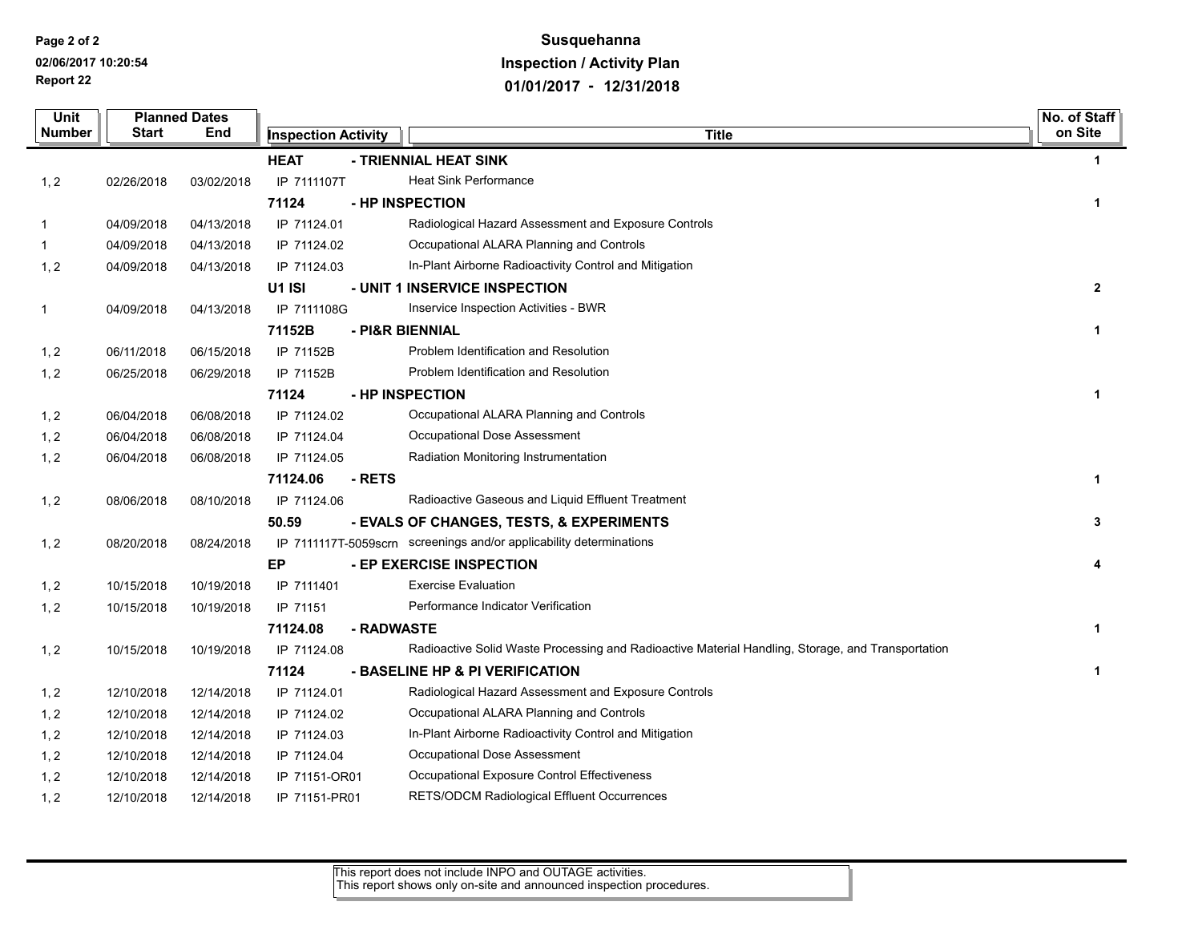# Susquehanna
## Inspection / Activity Plan
## 01/01/2017 - 12/31/2018

Report 22

02/06/2017 10:20:54

| Unit Number | Planned Dates Start | End | Inspection Activity | Title | No. of Staff on Site |
|---|---|---|---|---|---|
| | | | **HEAT** | **- TRIENNIAL HEAT SINK** | **1** |
| 1, 2 | 02/26/2018 | 03/02/2018 | IP 7111107T | Heat Sink Performance | |
| | | | **71124** | **- HP INSPECTION** | **1** |
| 1 | 04/09/2018 | 04/13/2018 | IP 71124.01 | Radiological Hazard Assessment and Exposure Controls | |
| 1 | 04/09/2018 | 04/13/2018 | IP 71124.02 | Occupational ALARA Planning and Controls | |
| 1, 2 | 04/09/2018 | 04/13/2018 | IP 71124.03 | In-Plant Airborne Radioactivity Control and Mitigation | |
| | | | **U1 ISI** | **- UNIT 1 INSERVICE INSPECTION** | **2** |
| 1 | 04/09/2018 | 04/13/2018 | IP 7111108G | Inservice Inspection Activities - BWR | |
| | | | **71152B** | **- PI&R BIENNIAL** | **1** |
| 1, 2 | 06/11/2018 | 06/15/2018 | IP 71152B | Problem Identification and Resolution | |
| 1, 2 | 06/25/2018 | 06/29/2018 | IP 71152B | Problem Identification and Resolution | |
| | | | **71124** | **- HP INSPECTION** | **1** |
| 1, 2 | 06/04/2018 | 06/08/2018 | IP 71124.02 | Occupational ALARA Planning and Controls | |
| 1, 2 | 06/04/2018 | 06/08/2018 | IP 71124.04 | Occupational Dose Assessment | |
| 1, 2 | 06/04/2018 | 06/08/2018 | IP 71124.05 | Radiation Monitoring Instrumentation | |
| | | | **71124.06** | **- RETS** | **1** |
| 1, 2 | 08/06/2018 | 08/10/2018 | IP 71124.06 | Radioactive Gaseous and Liquid Effluent Treatment | |
| | | | **50.59** | **- EVALS OF CHANGES, TESTS, & EXPERIMENTS** | **3** |
| 1, 2 | 08/20/2018 | 08/24/2018 | IP 7111117T-5059scrn | screenings and/or applicability determinations | |
| | | | **EP** | **- EP EXERCISE INSPECTION** | **4** |
| 1, 2 | 10/15/2018 | 10/19/2018 | IP 7111401 | Exercise Evaluation | |
| 1, 2 | 10/15/2018 | 10/19/2018 | IP 71151 | Performance Indicator Verification | |
| | | | **71124.08** | **- RADWASTE** | **1** |
| 1, 2 | 10/15/2018 | 10/19/2018 | IP 71124.08 | Radioactive Solid Waste Processing and Radioactive Material Handling, Storage, and Transportation | |
| | | | **71124** | **- BASELINE HP & PI VERIFICATION** | **1** |
| 1, 2 | 12/10/2018 | 12/14/2018 | IP 71124.01 | Radiological Hazard Assessment and Exposure Controls | |
| 1, 2 | 12/10/2018 | 12/14/2018 | IP 71124.02 | Occupational ALARA Planning and Controls | |
| 1, 2 | 12/10/2018 | 12/14/2018 | IP 71124.03 | In-Plant Airborne Radioactivity Control and Mitigation | |
| 1, 2 | 12/10/2018 | 12/14/2018 | IP 71124.04 | Occupational Dose Assessment | |
| 1, 2 | 12/10/2018 | 12/14/2018 | IP 71151-OR01 | Occupational Exposure Control Effectiveness | |
| 1, 2 | 12/10/2018 | 12/14/2018 | IP 71151-PR01 | RETS/ODCM Radiological Effluent Occurrences | |

This report does not include INPO and OUTAGE activities.
This report shows only on-site and announced inspection procedures.